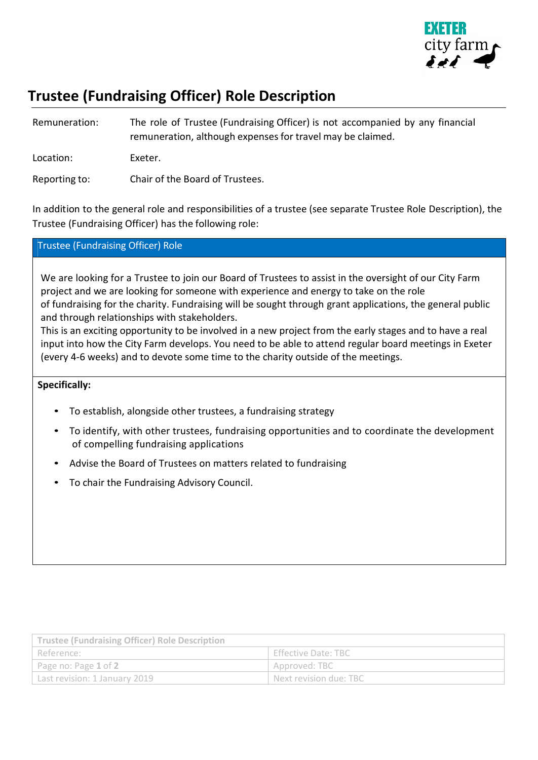# Trustee (Fundraising Officer) Role Description

| | |
|---|---|
| Remuneration: | The role of Trustee (Fundraising Officer) is not accompanied by any financial remuneration, although expenses for travel may be claimed. |
| Location: | Exeter. |
| Reporting to: | Chair of the Board of Trustees. |

In addition to the general role and responsibilities of a trustee (see separate Trustee Role Description), the Trustee (Fundraising Officer) has the following role:

## Trustee (Fundraising Officer) Role

We are looking for a Trustee to join our Board of Trustees to assist in the oversight of our City Farm project and we are looking for someone with experience and energy to take on the role of fundraising for the charity. Fundraising will be sought through grant applications, the general public and through relationships with stakeholders.

This is an exciting opportunity to be involved in a new project from the early stages and to have a real input into how the City Farm develops. You need to be able to attend regular board meetings in Exeter (every 4-6 weeks) and to devote some time to the charity outside of the meetings.

**Specifically:**

- To establish, alongside other trustees, a fundraising strategy
- To identify, with other trustees, fundraising opportunities and to coordinate the development of compelling fundraising applications
- Advise the Board of Trustees on matters related to fundraising
- To chair the Fundraising Advisory Council.

| Trustee (Fundraising Officer) Role Description | |
|---|---|
| Reference: | Effective Date: TBC |
| Page no: Page **1** of **2** | Approved: TBC |
| Last revision: 1 January 2019 | Next revision due: TBC |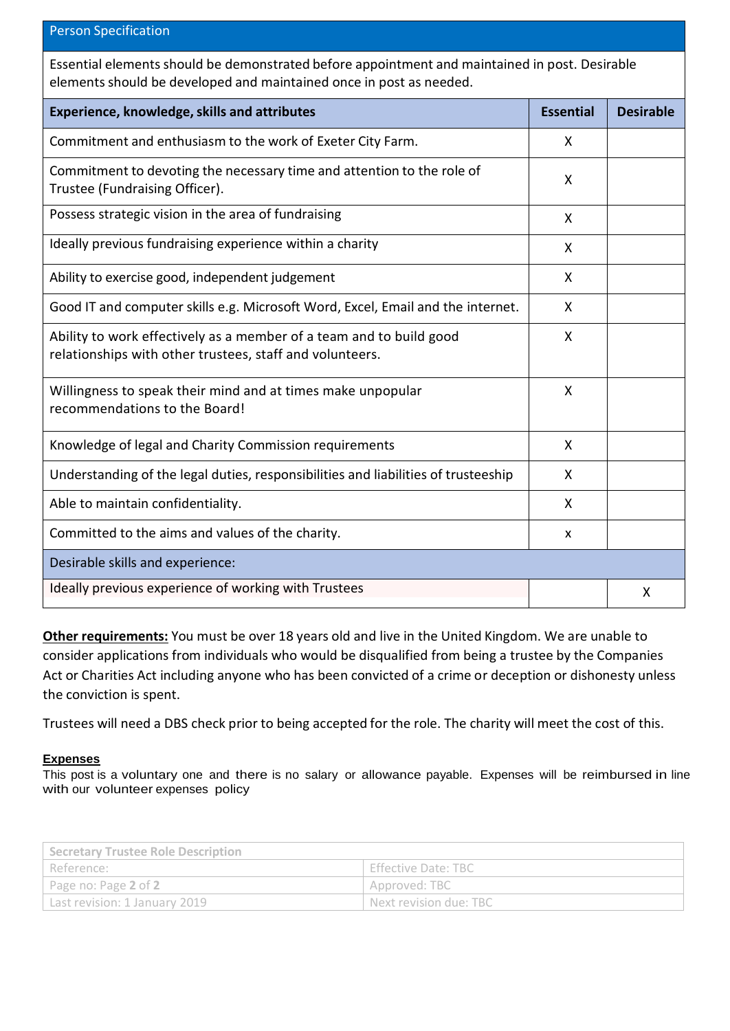## Person Specification

Essential elements should be demonstrated before appointment and maintained in post. Desirable elements should be developed and maintained once in post as needed.

| Experience, knowledge, skills and attributes | Essential | Desirable |
|---|---|---|
| Commitment and enthusiasm to the work of Exeter City Farm. | X | |
| Commitment to devoting the necessary time and attention to the role of Trustee (Fundraising Officer). | X | |
| Possess strategic vision in the area of fundraising | X | |
| Ideally previous fundraising experience within a charity | X | |
| Ability to exercise good, independent judgement | X | |
| Good IT and computer skills e.g. Microsoft Word, Excel, Email and the internet. | X | |
| Ability to work effectively as a member of a team and to build good relationships with other trustees, staff and volunteers. | X | |
| Willingness to speak their mind and at times make unpopular recommendations to the Board! | X | |
| Knowledge of legal and Charity Commission requirements | X | |
| Understanding of the legal duties, responsibilities and liabilities of trusteeship | X | |
| Able to maintain confidentiality. | X | |
| Committed to the aims and values of the charity. | x | |
| **Desirable skills and experience:** | | |
| Ideally previous experience of working with Trustees | | X |

**Other requirements:** You must be over 18 years old and live in the United Kingdom. We are unable to consider applications from individuals who would be disqualified from being a trustee by the Companies Act or Charities Act including anyone who has been convicted of a crime or deception or dishonesty unless the conviction is spent.

Trustees will need a DBS check prior to being accepted for the role. The charity will meet the cost of this.

**Expenses**

This post is a voluntary one and there is no salary or allowance payable. Expenses will be reimbursed in line with our volunteer expenses policy

| Secretary Trustee Role Description | |
|---|---|
| Reference: | Effective Date: TBC |
| Page no: Page 2 of 2 | Approved: TBC |
| Last revision: 1 January 2019 | Next revision due: TBC |